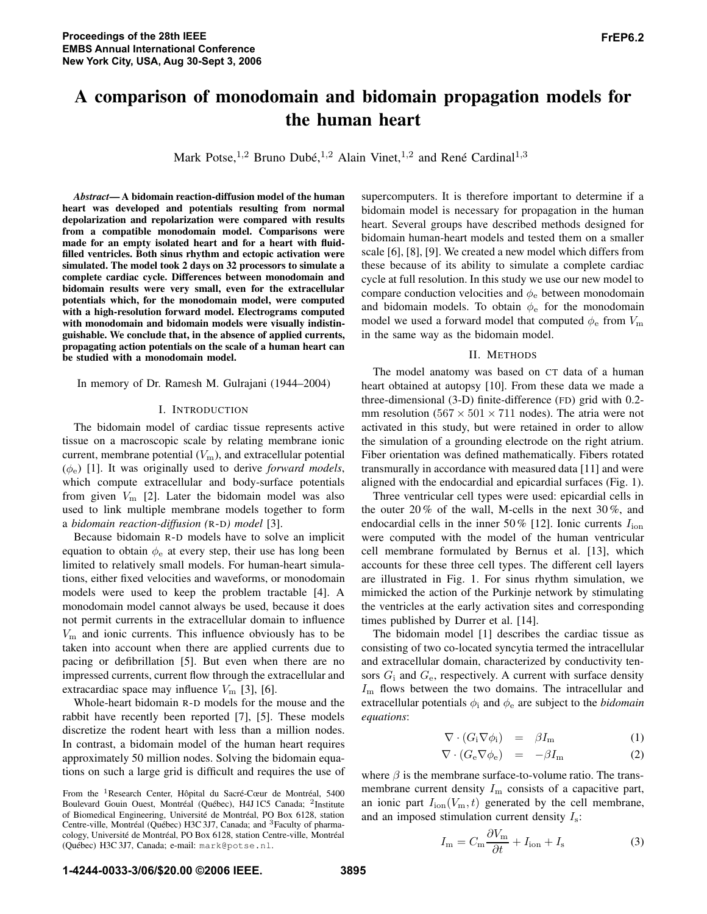# A comparison of monodomain and bidomain propagation models for the human heart

Mark Potse,[1,2] Bruno Dubé,[1,2] Alain Vinet,[1,2] and René Cardinal[1,3]

***Abstract*— A bidomain reaction-diffusion model of the human heart was developed and potentials resulting from normal depolarization and repolarization were compared with results from a compatible monodomain model. Comparisons were made for an empty isolated heart and for a heart with fluid-filled ventricles. Both sinus rhythm and ectopic activation were simulated. The model took 2 days on 32 processors to simulate a complete cardiac cycle. Differences between monodomain and bidomain results were very small, even for the extracellular potentials which, for the monodomain model, were computed with a high-resolution forward model. Electrograms computed with monodomain and bidomain models were visually indistinguishable. We conclude that, in the absence of applied currents, propagating action potentials on the scale of a human heart can be studied with a monodomain model.**

In memory of Dr. Ramesh M. Gulrajani (1944–2004)

## I. Introduction

The bidomain model of cardiac tissue represents active tissue on a macroscopic scale by relating membrane ionic current, membrane potential ($V_\mathrm{m}$), and extracellular potential ($\phi_\mathrm{e}$) [1]. It was originally used to derive *forward models*, which compute extracellular and body-surface potentials from given $V_\mathrm{m}$ [2]. Later the bidomain model was also used to link multiple membrane models together to form a *bidomain reaction-diffusion (R-D) model* [3].

Because bidomain R-D models have to solve an implicit equation to obtain $\phi_\mathrm{e}$ at every step, their use has long been limited to relatively small models. For human-heart simulations, either fixed velocities and waveforms, or monodomain models were used to keep the problem tractable [4]. A monodomain model cannot always be used, because it does not permit currents in the extracellular domain to influence $V_\mathrm{m}$ and ionic currents. This influence obviously has to be taken into account when there are applied currents due to pacing or defibrillation [5]. But even when there are no impressed currents, current flow through the extracellular and extracardiac space may influence $V_\mathrm{m}$ [3], [6].

Whole-heart bidomain R-D models for the mouse and the rabbit have recently been reported [7], [5]. These models discretize the rodent heart with less than a million nodes. In contrast, a bidomain model of the human heart requires approximately 50 million nodes. Solving the bidomain equations on such a large grid is difficult and requires the use of supercomputers. It is therefore important to determine if a bidomain model is necessary for propagation in the human heart. Several groups have described methods designed for bidomain human-heart models and tested them on a smaller scale [6], [8], [9]. We created a new model which differs from these because of its ability to simulate a complete cardiac cycle at full resolution. In this study we use our new model to compare conduction velocities and $\phi_\mathrm{e}$ between monodomain and bidomain models. To obtain $\phi_\mathrm{e}$ for the monodomain model we used a forward model that computed $\phi_\mathrm{e}$ from $V_\mathrm{m}$ in the same way as the bidomain model.

From the [1]Research Center, Hôpital du Sacré-Cœur de Montréal, 5400 Boulevard Gouin Ouest, Montréal (Québec), H4J 1C5 Canada; [2]Institute of Biomedical Engineering, Université de Montréal, PO Box 6128, station Centre-ville, Montréal (Québec) H3C 3J7, Canada; and [3]Faculty of pharmacology, Université de Montréal, PO Box 6128, station Centre-ville, Montréal (Québec) H3C 3J7, Canada; e-mail: mark@potse.nl.

## II. Methods

The model anatomy was based on CT data of a human heart obtained at autopsy [10]. From these data we made a three-dimensional (3-D) finite-difference (FD) grid with 0.2-mm resolution ($567 \times 501 \times 711$ nodes). The atria were not activated in this study, but were retained in order to allow the simulation of a grounding electrode on the right atrium. Fiber orientation was defined mathematically. Fibers rotated transmurally in accordance with measured data [11] and were aligned with the endocardial and epicardial surfaces (Fig. 1).

Three ventricular cell types were used: epicardial cells in the outer 20 % of the wall, M-cells in the next 30 %, and endocardial cells in the inner 50 % [12]. Ionic currents $I_\mathrm{ion}$ were computed with the model of the human ventricular cell membrane formulated by Bernus et al. [13], which accounts for these three cell types. The different cell layers are illustrated in Fig. 1. For sinus rhythm simulation, we mimicked the action of the Purkinje network by stimulating the ventricles at the early activation sites and corresponding times published by Durrer et al. [14].

The bidomain model [1] describes the cardiac tissue as consisting of two co-located syncytia termed the intracellular and extracellular domain, characterized by conductivity tensors $G_\mathrm{i}$ and $G_\mathrm{e}$, respectively. A current with surface density $I_\mathrm{m}$ flows between the two domains. The intracellular and extracellular potentials $\phi_\mathrm{i}$ and $\phi_\mathrm{e}$ are subject to the *bidomain equations*:

$$\nabla \cdot (G_\mathrm{i} \nabla \phi_\mathrm{i}) = \beta I_\mathrm{m} \quad (1)$$

$$\nabla \cdot (G_\mathrm{e} \nabla \phi_\mathrm{e}) = -\beta I_\mathrm{m} \quad (2)$$

where $\beta$ is the membrane surface-to-volume ratio. The transmembrane current density $I_\mathrm{m}$ consists of a capacitive part, an ionic part $I_\mathrm{ion}(V_\mathrm{m}, t)$ generated by the cell membrane, and an imposed stimulation current density $I_\mathrm{s}$:

$$I_\mathrm{m} = C_\mathrm{m} \frac{\partial V_\mathrm{m}}{\partial t} + I_\mathrm{ion} + I_\mathrm{s} \quad (3)$$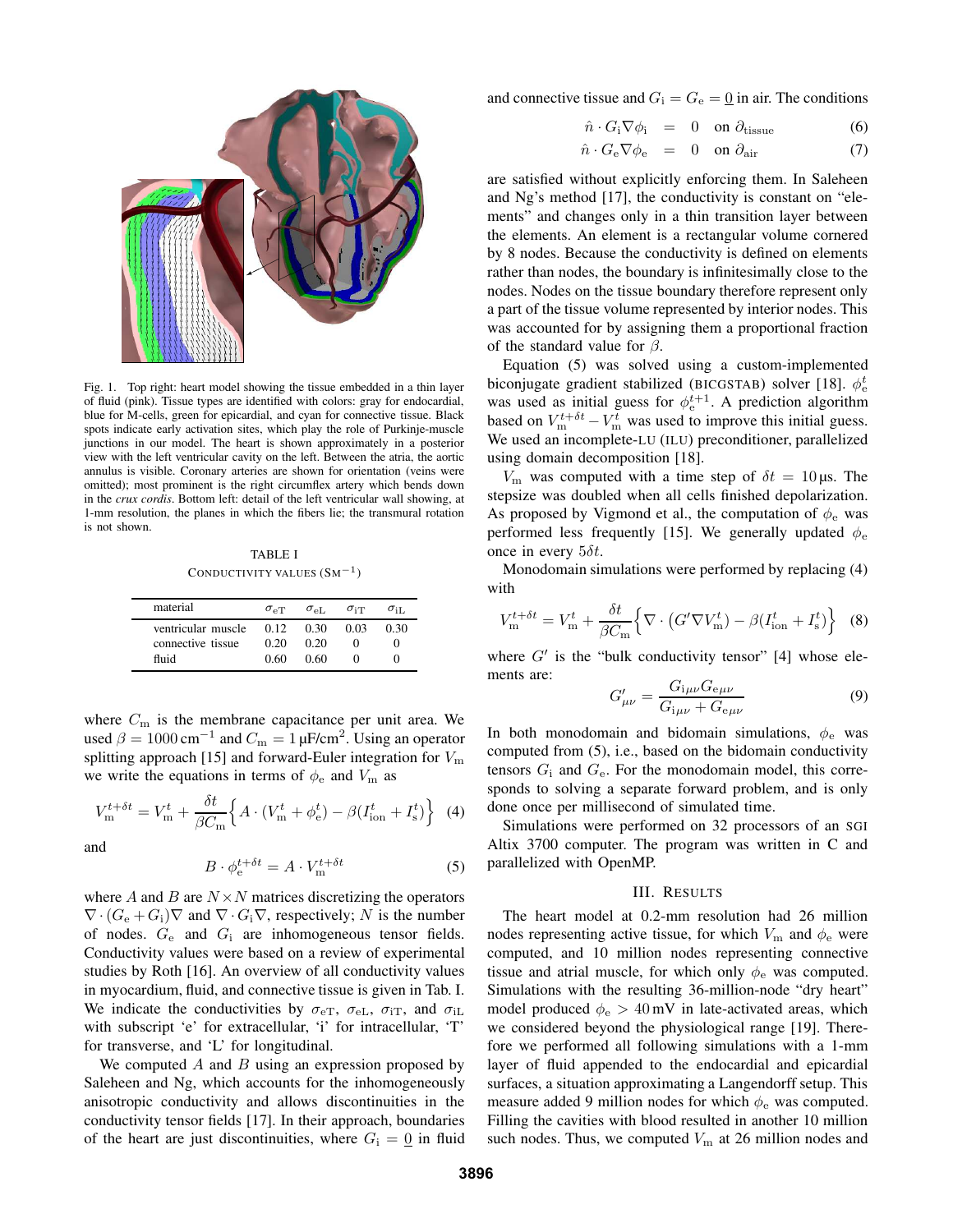Fig. 1. Top right: heart model showing the tissue embedded in a thin layer of fluid (pink). Tissue types are identified with colors: gray for endocardial, blue for M-cells, green for epicardial, and cyan for connective tissue. Black spots indicate early activation sites, which play the role of Purkinje-muscle junctions in our model. The heart is shown approximately in a posterior view with the left ventricular cavity on the left. Between the atria, the aortic annulus is visible. Coronary arteries are shown for orientation (veins were omitted); most prominent is the right circumflex artery which bends down in the *crux cordis*. Bottom left: detail of the left ventricular wall showing, at 1-mm resolution, the planes in which the fibers lie; the transmural rotation is not shown.

TABLE I
CONDUCTIVITY VALUES ($\mathrm{Sm}^{-1}$)

| material | $\sigma_{\mathrm{eT}}$ | $\sigma_{\mathrm{eL}}$ | $\sigma_{\mathrm{iT}}$ | $\sigma_{\mathrm{iL}}$ |
|---|---|---|---|---|
| ventricular muscle | 0.12 | 0.30 | 0.03 | 0.30 |
| connective tissue | 0.20 | 0.20 | 0 | 0 |
| fluid | 0.60 | 0.60 | 0 | 0 |

where $C_{\mathrm{m}}$ is the membrane capacitance per unit area. We used $\beta = 1000\,\mathrm{cm}^{-1}$ and $C_{\mathrm{m}} = 1\,\mu\mathrm{F/cm}^2$. Using an operator splitting approach [15] and forward-Euler integration for $V_{\mathrm{m}}$ we write the equations in terms of $\phi_{\mathrm{e}}$ and $V_{\mathrm{m}}$ as

$$V_{\mathrm{m}}^{t+\delta t} = V_{\mathrm{m}}^{t} + \frac{\delta t}{\beta C_{\mathrm{m}}}\Big\{ A \cdot (V_{\mathrm{m}}^{t} + \phi_{\mathrm{e}}^{t}) - \beta (I_{\mathrm{ion}}^{t} + I_{\mathrm{s}}^{t}) \Big\} \quad (4)$$

and

$$B \cdot \phi_{\mathrm{e}}^{t+\delta t} = A \cdot V_{\mathrm{m}}^{t+\delta t} \quad (5)$$

where $A$ and $B$ are $N \times N$ matrices discretizing the operators $\nabla \cdot (G_{\mathrm{e}} + G_{\mathrm{i}})\nabla$ and $\nabla \cdot G_{\mathrm{i}} \nabla$, respectively; $N$ is the number of nodes. $G_{\mathrm{e}}$ and $G_{\mathrm{i}}$ are inhomogeneous tensor fields. Conductivity values were based on a review of experimental studies by Roth [16]. An overview of all conductivity values in myocardium, fluid, and connective tissue is given in Tab. I. We indicate the conductivities by $\sigma_{\mathrm{eT}}$, $\sigma_{\mathrm{eL}}$, $\sigma_{\mathrm{iT}}$, and $\sigma_{\mathrm{iL}}$ with subscript 'e' for extracellular, 'i' for intracellular, 'T' for transverse, and 'L' for longitudinal.

We computed $A$ and $B$ using an expression proposed by Saleheen and Ng, which accounts for the inhomogeneously anisotropic conductivity and allows discontinuities in the conductivity tensor fields [17]. In their approach, boundaries of the heart are just discontinuities, where $G_{\mathrm{i}} = \underline{0}$ in fluid and connective tissue and $G_{\mathrm{i}} = G_{\mathrm{e}} = \underline{0}$ in air. The conditions

$$\hat{n} \cdot G_{\mathrm{i}} \nabla \phi_{\mathrm{i}} = 0 \quad \text{on } \partial_{\mathrm{tissue}} \quad (6)$$

$$\hat{n} \cdot G_{\mathrm{e}} \nabla \phi_{\mathrm{e}} = 0 \quad \text{on } \partial_{\mathrm{air}} \quad (7)$$

are satisfied without explicitly enforcing them. In Saleheen and Ng's method [17], the conductivity is constant on "elements" and changes only in a thin transition layer between the elements. An element is a rectangular volume cornered by 8 nodes. Because the conductivity is defined on elements rather than nodes, the boundary is infinitesimally close to the nodes. Nodes on the tissue boundary therefore represent only a part of the tissue volume represented by interior nodes. This was accounted for by assigning them a proportional fraction of the standard value for $\beta$.

Equation (5) was solved using a custom-implemented biconjugate gradient stabilized (BICGSTAB) solver [18]. $\phi_{\mathrm{e}}^{t}$ was used as initial guess for $\phi_{\mathrm{e}}^{t+1}$. A prediction algorithm based on $V_{\mathrm{m}}^{t+\delta t} - V_{\mathrm{m}}^{t}$ was used to improve this initial guess. We used an incomplete-LU (ILU) preconditioner, parallelized using domain decomposition [18].

$V_{\mathrm{m}}$ was computed with a time step of $\delta t = 10\,\mu\mathrm{s}$. The stepsize was doubled when all cells finished depolarization. As proposed by Vigmond et al., the computation of $\phi_{\mathrm{e}}$ was performed less frequently [15]. We generally updated $\phi_{\mathrm{e}}$ once in every $5\delta t$.

Monodomain simulations were performed by replacing (4) with

$$V_{\mathrm{m}}^{t+\delta t} = V_{\mathrm{m}}^{t} + \frac{\delta t}{\beta C_{\mathrm{m}}}\Big\{ \nabla \cdot \big(G' \nabla V_{\mathrm{m}}^{t}\big) - \beta (I_{\mathrm{ion}}^{t} + I_{\mathrm{s}}^{t}) \Big\} \quad (8)$$

where $G'$ is the "bulk conductivity tensor" [4] whose elements are:

$$G'_{\mu\nu} = \frac{G_{\mathrm{i}\mu\nu} G_{\mathrm{e}\mu\nu}}{G_{\mathrm{i}\mu\nu} + G_{\mathrm{e}\mu\nu}} \quad (9)$$

In both monodomain and bidomain simulations, $\phi_{\mathrm{e}}$ was computed from (5), i.e., based on the bidomain conductivity tensors $G_{\mathrm{i}}$ and $G_{\mathrm{e}}$. For the monodomain model, this corresponds to solving a separate forward problem, and is only done once per millisecond of simulated time.

Simulations were performed on 32 processors of an SGI Altix 3700 computer. The program was written in C and parallelized with OpenMP.

## III. RESULTS

The heart model at 0.2-mm resolution had 26 million nodes representing active tissue, for which $V_{\mathrm{m}}$ and $\phi_{\mathrm{e}}$ were computed, and 10 million nodes representing connective tissue and atrial muscle, for which only $\phi_{\mathrm{e}}$ was computed. Simulations with the resulting 36-million-node "dry heart" model produced $\phi_{\mathrm{e}} > 40\,\mathrm{mV}$ in late-activated areas, which we considered beyond the physiological range [19]. Therefore we performed all following simulations with a 1-mm layer of fluid appended to the endocardial and epicardial surfaces, a situation approximating a Langendorff setup. This measure added 9 million nodes for which $\phi_{\mathrm{e}}$ was computed. Filling the cavities with blood resulted in another 10 million such nodes. Thus, we computed $V_{\mathrm{m}}$ at 26 million nodes and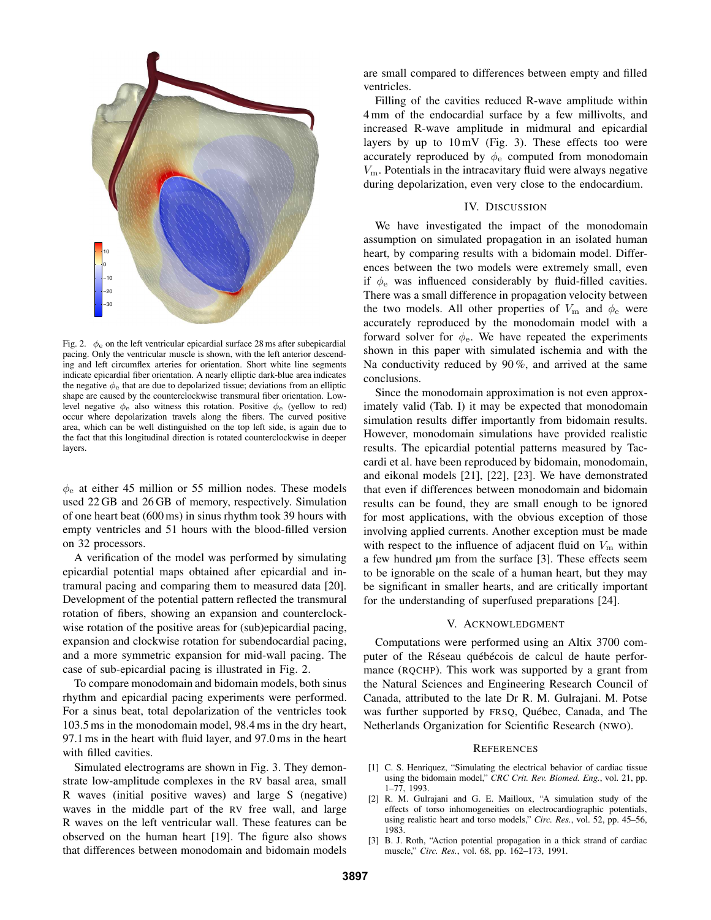Fig. 2. $\phi_e$ on the left ventricular epicardial surface 28 ms after subepicardial pacing. Only the ventricular muscle is shown, with the left anterior descending and left circumflex arteries for orientation. Short white line segments indicate epicardial fiber orientation. A nearly elliptic dark-blue area indicates the negative $\phi_e$ that are due to depolarized tissue; deviations from an elliptic shape are caused by the counterclockwise transmural fiber orientation. Low-level negative $\phi_e$ also witness this rotation. Positive $\phi_e$ (yellow to red) occur where depolarization travels along the fibers. The curved positive area, which can be well distinguished on the top left side, is again due to the fact that this longitudinal direction is rotated counterclockwise in deeper layers.

$\phi_e$ at either 45 million or 55 million nodes. These models used 22 GB and 26 GB of memory, respectively. Simulation of one heart beat (600 ms) in sinus rhythm took 39 hours with empty ventricles and 51 hours with the blood-filled version on 32 processors.

A verification of the model was performed by simulating epicardial potential maps obtained after epicardial and intramural pacing and comparing them to measured data [20]. Development of the potential pattern reflected the transmural rotation of fibers, showing an expansion and counterclockwise rotation of the positive areas for (sub)epicardial pacing, expansion and clockwise rotation for subendocardial pacing, and a more symmetric expansion for mid-wall pacing. The case of sub-epicardial pacing is illustrated in Fig. 2.

To compare monodomain and bidomain models, both sinus rhythm and epicardial pacing experiments were performed. For a sinus beat, total depolarization of the ventricles took 103.5 ms in the monodomain model, 98.4 ms in the dry heart, 97.1 ms in the heart with fluid layer, and 97.0 ms in the heart with filled cavities.

Simulated electrograms are shown in Fig. 3. They demonstrate low-amplitude complexes in the RV basal area, small R waves (initial positive waves) and large S (negative) waves in the middle part of the RV free wall, and large R waves on the left ventricular wall. These features can be observed on the human heart [19]. The figure also shows that differences between monodomain and bidomain models are small compared to differences between empty and filled ventricles.

Filling of the cavities reduced R-wave amplitude within 4 mm of the endocardial surface by a few millivolts, and increased R-wave amplitude in midmural and epicardial layers by up to 10 mV (Fig. 3). These effects too were accurately reproduced by $\phi_e$ computed from monodomain $V_m$. Potentials in the intracavitary fluid were always negative during depolarization, even very close to the endocardium.

## IV. Discussion

We have investigated the impact of the monodomain assumption on simulated propagation in an isolated human heart, by comparing results with a bidomain model. Differences between the two models were extremely small, even if $\phi_e$ was influenced considerably by fluid-filled cavities. There was a small difference in propagation velocity between the two models. All other properties of $V_m$ and $\phi_e$ were accurately reproduced by the monodomain model with a forward solver for $\phi_e$. We have repeated the experiments shown in this paper with simulated ischemia and with the Na conductivity reduced by 90 %, and arrived at the same conclusions.

Since the monodomain approximation is not even approximately valid (Tab. I) it may be expected that monodomain simulation results differ importantly from bidomain results. However, monodomain simulations have provided realistic results. The epicardial potential patterns measured by Taccardi et al. have been reproduced by bidomain, monodomain, and eikonal models [21], [22], [23]. We have demonstrated that even if differences between monodomain and bidomain results can be found, they are small enough to be ignored for most applications, with the obvious exception of those involving applied currents. Another exception must be made with respect to the influence of adjacent fluid on $V_m$ within a few hundred µm from the surface [3]. These effects seem to be ignorable on the scale of a human heart, but they may be significant in smaller hearts, and are critically important for the understanding of superfused preparations [24].

## V. Acknowledgment

Computations were performed using an Altix 3700 computer of the Réseau québécois de calcul de haute performance (RQCHP). This work was supported by a grant from the Natural Sciences and Engineering Research Council of Canada, attributed to the late Dr R. M. Gulrajani. M. Potse was further supported by FRSQ, Québec, Canada, and The Netherlands Organization for Scientific Research (NWO).

## References

[1] C. S. Henriquez, "Simulating the electrical behavior of cardiac tissue using the bidomain model," *CRC Crit. Rev. Biomed. Eng.*, vol. 21, pp. 1–77, 1993.

[2] R. M. Gulrajani and G. E. Mailloux, "A simulation study of the effects of torso inhomogeneities on electrocardiographic potentials, using realistic heart and torso models," *Circ. Res.*, vol. 52, pp. 45–56, 1983.

[3] B. J. Roth, "Action potential propagation in a thick strand of cardiac muscle," *Circ. Res.*, vol. 68, pp. 162–173, 1991.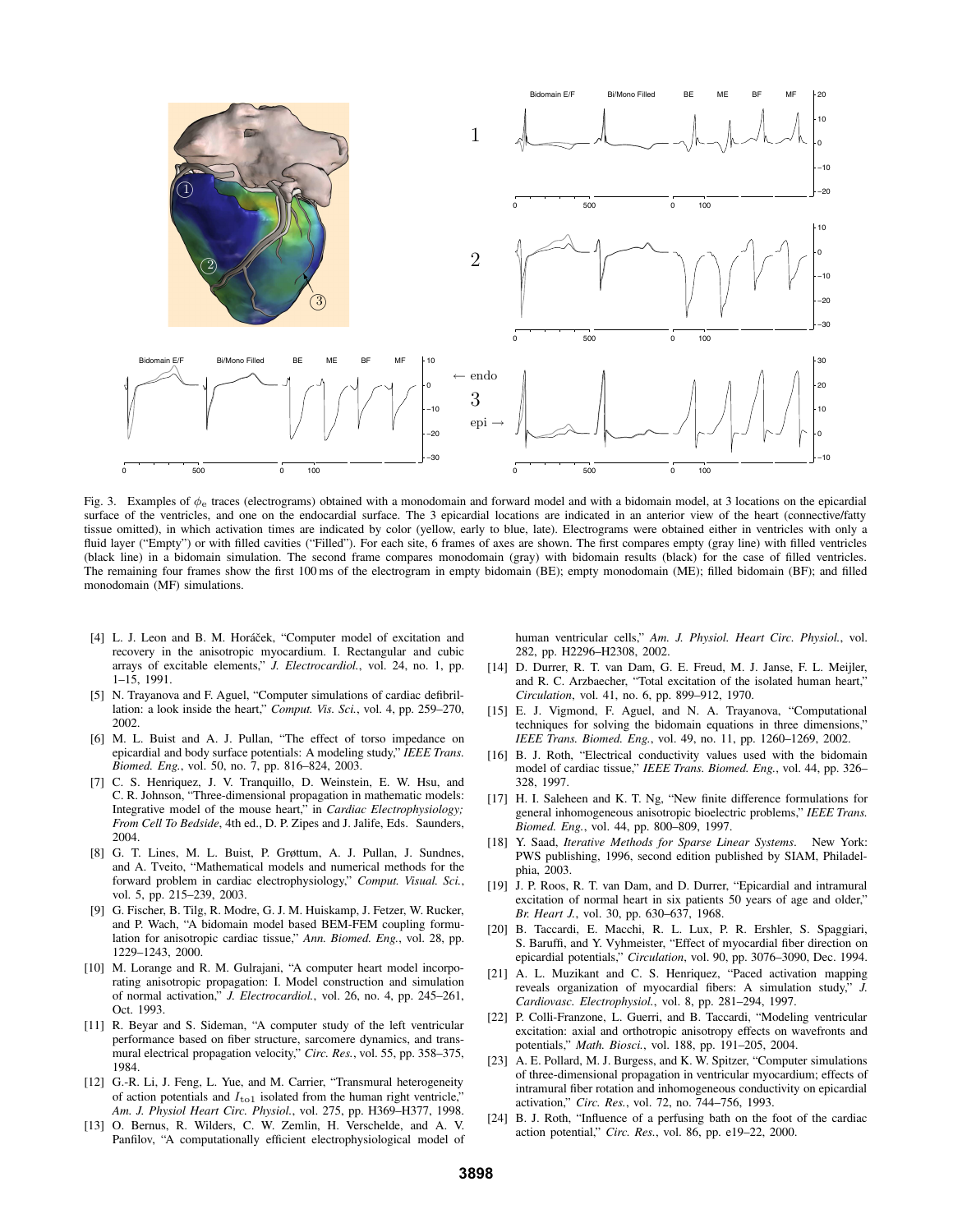Bidomain E/F
Bi/Mono Filled
BE
ME
BF
MF

1

2

3

← endo

epi →

20
10
0
−10
−20

10
0
−10
−20
−30

30
20
10
0
−10

0
500
0
100

Fig. 3. Examples of $\phi_e$ traces (electrograms) obtained with a monodomain and forward model and with a bidomain model, at 3 locations on the epicardial surface of the ventricles, and one on the endocardial surface. The 3 epicardial locations are indicated in an anterior view of the heart (connective/fatty tissue omitted), in which activation times are indicated by color (yellow, early to blue, late). Electrograms were obtained either in ventricles with only a fluid layer ("Empty") or with filled cavities ("Filled"). For each site, 6 frames of axes are shown. The first compares empty (gray line) with filled ventricles (black line) in a bidomain simulation. The second frame compares monodomain (gray) with bidomain results (black) for the case of filled ventricles. The remaining four frames show the first 100 ms of the electrogram in empty bidomain (BE); empty monodomain (ME); filled bidomain (BF); and filled monodomain (MF) simulations.

[4] L. J. Leon and B. M. Horáček, "Computer model of excitation and recovery in the anisotropic myocardium. I. Rectangular and cubic arrays of excitable elements," *J. Electrocardiol.*, vol. 24, no. 1, pp. 1–15, 1991.

[5] N. Trayanova and F. Aguel, "Computer simulations of cardiac defibrillation: a look inside the heart," *Comput. Vis. Sci.*, vol. 4, pp. 259–270, 2002.

[6] M. L. Buist and A. J. Pullan, "The effect of torso impedance on epicardial and body surface potentials: A modeling study," *IEEE Trans. Biomed. Eng.*, vol. 50, no. 7, pp. 816–824, 2003.

[7] C. S. Henriquez, J. V. Tranquillo, D. Weinstein, E. W. Hsu, and C. R. Johnson, "Three-dimensional propagation in mathematic models: Integrative model of the mouse heart," in *Cardiac Electrophysiology; From Cell To Bedside*, 4th ed., D. P. Zipes and J. Jalife, Eds. Saunders, 2004.

[8] G. T. Lines, M. L. Buist, P. Grøttum, A. J. Pullan, J. Sundnes, and A. Tveito, "Mathematical models and numerical methods for the forward problem in cardiac electrophysiology," *Comput. Visual. Sci.*, vol. 5, pp. 215–239, 2003.

[9] G. Fischer, B. Tilg, R. Modre, G. J. M. Huiskamp, J. Fetzer, W. Rucker, and P. Wach, "A bidomain model based BEM-FEM coupling formulation for anisotropic cardiac tissue," *Ann. Biomed. Eng.*, vol. 28, pp. 1229–1243, 2000.

[10] M. Lorange and R. M. Gulrajani, "A computer heart model incorporating anisotropic propagation: I. Model construction and simulation of normal activation," *J. Electrocardiol.*, vol. 26, no. 4, pp. 245–261, Oct. 1993.

[11] R. Beyar and S. Sideman, "A computer study of the left ventricular performance based on fiber structure, sarcomere dynamics, and transmural electrical propagation velocity," *Circ. Res.*, vol. 55, pp. 358–375, 1984.

[12] G.-R. Li, J. Feng, L. Yue, and M. Carrier, "Transmural heterogeneity of action potentials and $I_{\mathrm{to1}}$ isolated from the human right ventricle," *Am. J. Physiol Heart Circ. Physiol.*, vol. 275, pp. H369–H377, 1998.

[13] O. Bernus, R. Wilders, C. W. Zemlin, H. Verschelde, and A. V. Panfilov, "A computationally efficient electrophysiological model of human ventricular cells," *Am. J. Physiol. Heart Circ. Physiol.*, vol. 282, pp. H2296–H2308, 2002.

[14] D. Durrer, R. T. van Dam, G. E. Freud, M. J. Janse, F. L. Meijler, and R. C. Arzbaecher, "Total excitation of the isolated human heart," *Circulation*, vol. 41, no. 6, pp. 899–912, 1970.

[15] E. J. Vigmond, F. Aguel, and N. A. Trayanova, "Computational techniques for solving the bidomain equations in three dimensions," *IEEE Trans. Biomed. Eng.*, vol. 49, no. 11, pp. 1260–1269, 2002.

[16] B. J. Roth, "Electrical conductivity values used with the bidomain model of cardiac tissue," *IEEE Trans. Biomed. Eng.*, vol. 44, pp. 326–328, 1997.

[17] H. I. Saleheen and K. T. Ng, "New finite difference formulations for general inhomogeneous anisotropic bioelectric problems," *IEEE Trans. Biomed. Eng.*, vol. 44, pp. 800–809, 1997.

[18] Y. Saad, *Iterative Methods for Sparse Linear Systems*. New York: PWS publishing, 1996, second edition published by SIAM, Philadelphia, 2003.

[19] J. P. Roos, R. T. van Dam, and D. Durrer, "Epicardial and intramural excitation of normal heart in six patients 50 years of age and older," *Br. Heart J.*, vol. 30, pp. 630–637, 1968.

[20] B. Taccardi, E. Macchi, R. L. Lux, P. R. Ershler, S. Spaggiari, S. Baruffi, and Y. Vyhmeister, "Effect of myocardial fiber direction on epicardial potentials," *Circulation*, vol. 90, pp. 3076–3090, Dec. 1994.

[21] A. L. Muzikant and C. S. Henriquez, "Paced activation mapping reveals organization of myocardial fibers: A simulation study," *J. Cardiovasc. Electrophysiol.*, vol. 8, pp. 281–294, 1997.

[22] P. Colli-Franzone, L. Guerri, and B. Taccardi, "Modeling ventricular excitation: axial and orthotropic anisotropy effects on wavefronts and potentials," *Math. Biosci.*, vol. 188, pp. 191–205, 2004.

[23] A. E. Pollard, M. J. Burgess, and K. W. Spitzer, "Computer simulations of three-dimensional propagation in ventricular myocardium; effects of intramural fiber rotation and inhomogeneous conductivity on epicardial activation," *Circ. Res.*, vol. 72, no. 4, pp. 744–756, 1993.

[24] B. J. Roth, "Influence of a perfusing bath on the foot of the cardiac action potential," *Circ. Res.*, vol. 86, pp. e19–22, 2000.